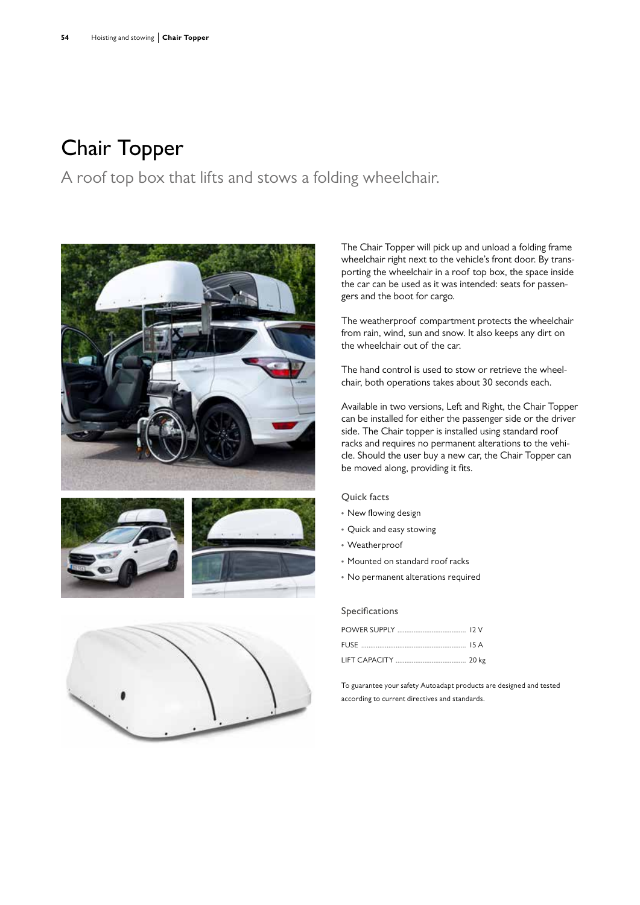# Chair Topper

## A roof top box that lifts and stows a folding wheelchair.

The Chair Topper will pick up and unload a folding frame wheelchair right next to the vehicle's front door. By transporting the wheelchair in a roof top box, the space inside the car can be used as it was intended: seats for passengers and the boot for cargo.

The weatherproof compartment protects the wheelchair from rain, wind, sun and snow. It also keeps any dirt on the wheelchair out of the car.

The hand control is used to stow or retrieve the wheelchair, both operations takes about 30 seconds each.

Available in two versions, Left and Right, the Chair Topper can be installed for either the passenger side or the driver side. The Chair topper is installed using standard roof racks and requires no permanent alterations to the vehicle. Should the user buy a new car, the Chair Topper can be moved along, providing it fits.

### Quick facts

- New flowing design
- Quick and easy stowing
- Weatherproof
- Mounted on standard roof racks
- No permanent alterations required

### Specifications

| | |
|---|---|
| POWER SUPPLY | 12 V |
| FUSE | 15 A |
| LIFT CAPACITY | 20 kg |

To guarantee your safety Autoadapt products are designed and tested according to current directives and standards.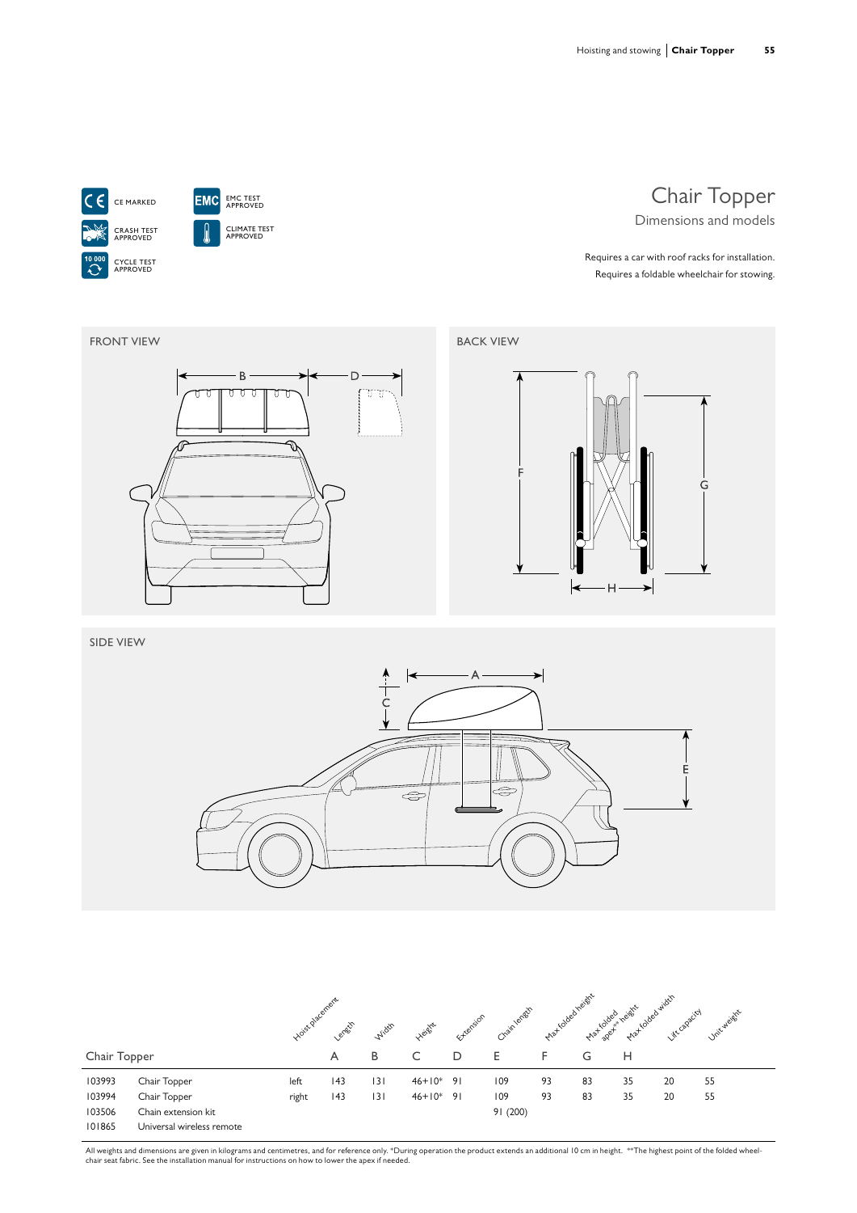CE MARKED

CRASH TEST APPROVED

CYCLE TEST APPROVED

EMC TEST APPROVED

CLIMATE TEST APPROVED

# Chair Topper

## Dimensions and models

Requires a car with roof racks for installation.
Requires a foldable wheelchair for stowing.

FRONT VIEW

B
D

BACK VIEW

F
G
H

SIDE VIEW

A
C
E

| Chair Topper | | Hoist placement | Length A | Width B | Height C | Extension D | Chain length E | Max folded height F | Max folded apex** height G | Max folded width H | Lift capacity | Unit weight |
|---|---|---|---|---|---|---|---|---|---|---|---|---|
| 103993 | Chair Topper | left | 143 | 131 | 46+10* | 91 | 109 | 93 | 83 | 35 | 20 | 55 |
| 103994 | Chair Topper | right | 143 | 131 | 46+10* | 91 | 109 | 93 | 83 | 35 | 20 | 55 |
| 103506 | Chain extension kit | | | | | | 91 (200) | | | | | |
| 101865 | Universal wireless remote | | | | | | | | | | | |

All weights and dimensions are given in kilograms and centimetres, and for reference only. *During operation the product extends an additional 10 cm in height. **The highest point of the folded wheelchair seat fabric. See the installation manual for instructions on how to lower the apex if needed.